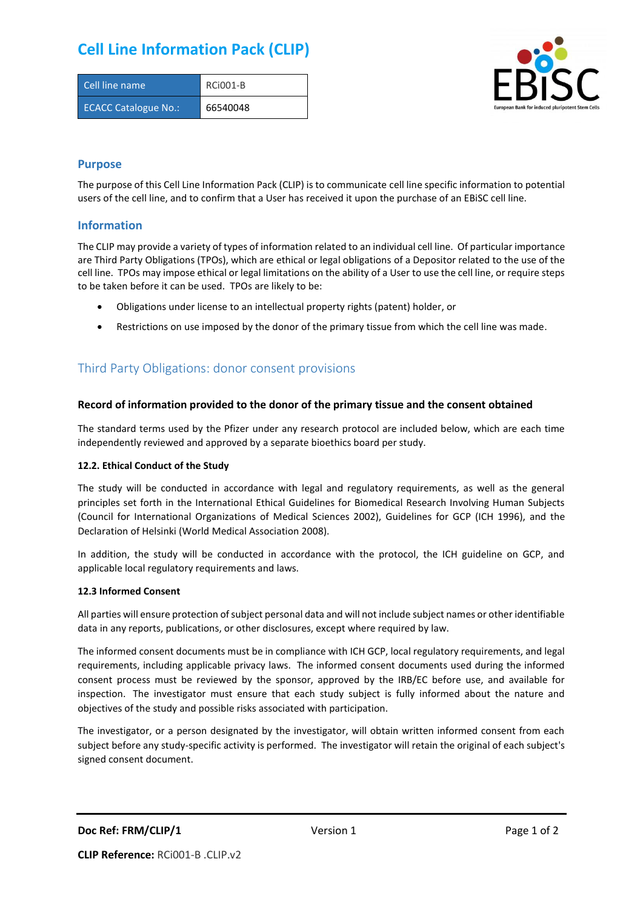# Cell Line Information Pack (CLIP)

| Cell line name | RCi001-B |
|---|---|
| ECACC Catalogue No.: | 66540048 |

## Purpose

The purpose of this Cell Line Information Pack (CLIP) is to communicate cell line specific information to potential users of the cell line, and to confirm that a User has received it upon the purchase of an EBiSC cell line.

## Information

The CLIP may provide a variety of types of information related to an individual cell line. Of particular importance are Third Party Obligations (TPOs), which are ethical or legal obligations of a Depositor related to the use of the cell line. TPOs may impose ethical or legal limitations on the ability of a User to use the cell line, or require steps to be taken before it can be used. TPOs are likely to be:

- Obligations under license to an intellectual property rights (patent) holder, or
- Restrictions on use imposed by the donor of the primary tissue from which the cell line was made.

## Third Party Obligations: donor consent provisions

### Record of information provided to the donor of the primary tissue and the consent obtained

The standard terms used by the Pfizer under any research protocol are included below, which are each time independently reviewed and approved by a separate bioethics board per study.

#### 12.2. Ethical Conduct of the Study

The study will be conducted in accordance with legal and regulatory requirements, as well as the general principles set forth in the International Ethical Guidelines for Biomedical Research Involving Human Subjects (Council for International Organizations of Medical Sciences 2002), Guidelines for GCP (ICH 1996), and the Declaration of Helsinki (World Medical Association 2008).

In addition, the study will be conducted in accordance with the protocol, the ICH guideline on GCP, and applicable local regulatory requirements and laws.

#### 12.3 Informed Consent

All parties will ensure protection of subject personal data and will not include subject names or other identifiable data in any reports, publications, or other disclosures, except where required by law.

The informed consent documents must be in compliance with ICH GCP, local regulatory requirements, and legal requirements, including applicable privacy laws. The informed consent documents used during the informed consent process must be reviewed by the sponsor, approved by the IRB/EC before use, and available for inspection. The investigator must ensure that each study subject is fully informed about the nature and objectives of the study and possible risks associated with participation.

The investigator, or a person designated by the investigator, will obtain written informed consent from each subject before any study-specific activity is performed. The investigator will retain the original of each subject's signed consent document.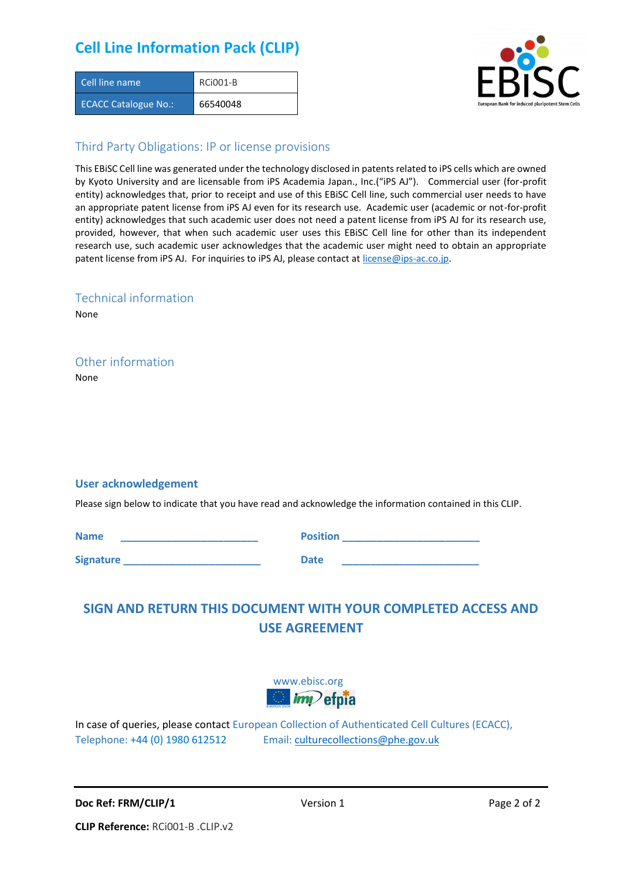# Cell Line Information Pack (CLIP)

| | |
|---|---|
| Cell line name | RCi001-B |
| ECACC Catalogue No.: | 66540048 |

## Third Party Obligations: IP or license provisions

This EBiSC Cell line was generated under the technology disclosed in patents related to iPS cells which are owned by Kyoto University and are licensable from iPS Academia Japan., Inc.("iPS AJ"). Commercial user (for-profit entity) acknowledges that, prior to receipt and use of this EBiSC Cell line, such commercial user needs to have an appropriate patent license from iPS AJ even for its research use. Academic user (academic or not-for-profit entity) acknowledges that such academic user does not need a patent license from iPS AJ for its research use, provided, however, that when such academic user uses this EBiSC Cell line for other than its independent research use, such academic user acknowledges that the academic user might need to obtain an appropriate patent license from iPS AJ. For inquiries to iPS AJ, please contact at license@ips-ac.co.jp.

## Technical information

None

## Other information

None

### User acknowledgement

Please sign below to indicate that you have read and acknowledge the information contained in this CLIP.

**Name** ________________________ **Position** ________________________

**Signature** ________________________ **Date** ________________________

**SIGN AND RETURN THIS DOCUMENT WITH YOUR COMPLETED ACCESS AND USE AGREEMENT**

www.ebisc.org

In case of queries, please contact European Collection of Authenticated Cell Cultures (ECACC), Telephone: +44 (0) 1980 612512 Email: culturecollections@phe.gov.uk

**Doc Ref: FRM/CLIP/1** Version 1

**CLIP Reference:** RCi001-B .CLIP.v2